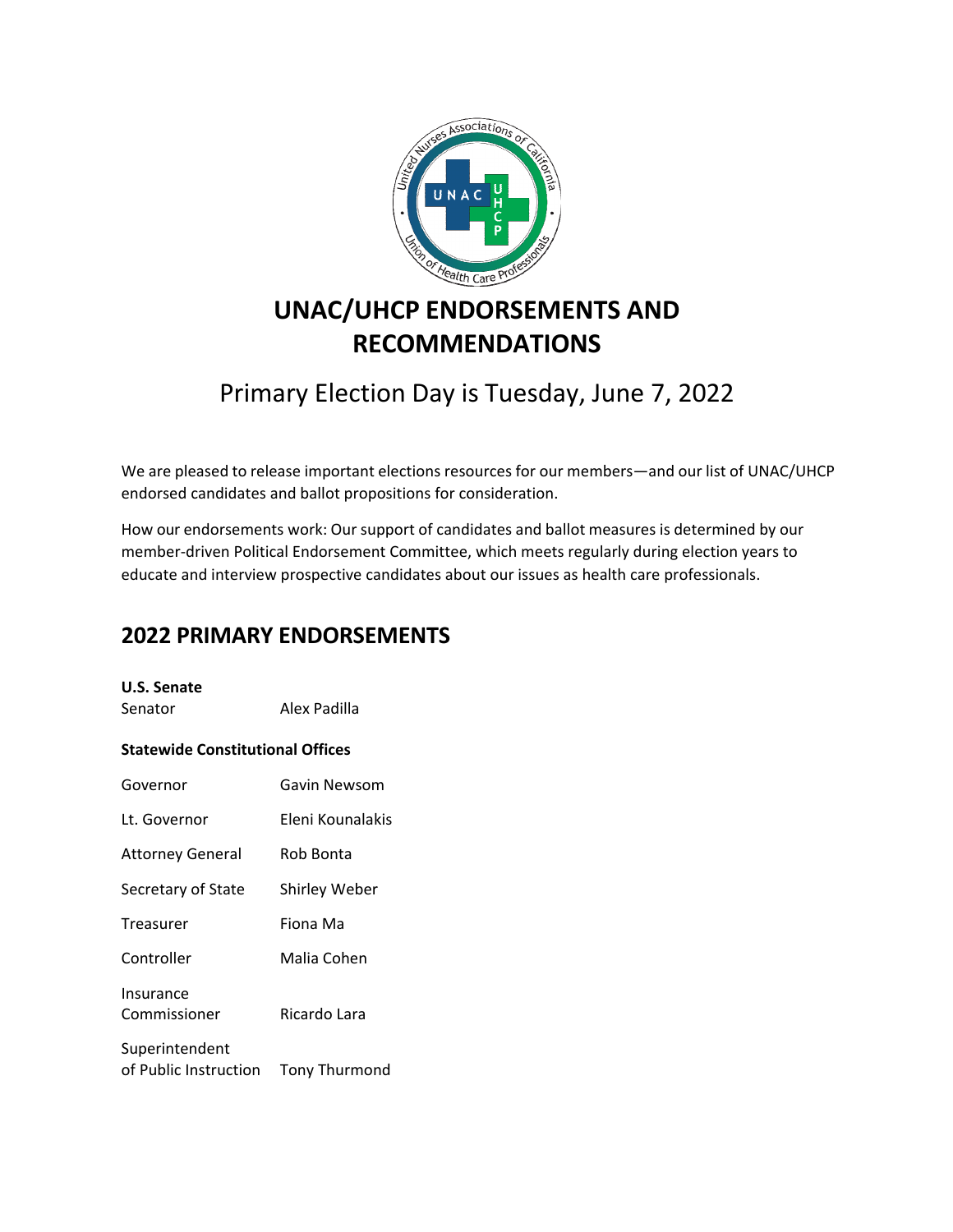# UNAC/UHCP ENDORSEMENTS AND RECOMMENDATIONS

Primary Election Day is Tuesday, June 7, 2022

We are pleased to release important elections resources for our members—and our list of UNAC/UHCP endorsed candidates and ballot propositions for consideration.

How our endorsements work: Our support of candidates and ballot measures is determined by our member-driven Political Endorsement Committee, which meets regularly during election years to educate and interview prospective candidates about our issues as health care professionals.

## 2022 PRIMARY ENDORSEMENTS

**U.S. Senate**

| | |
|---|---|
| Senator | Alex Padilla |

**Statewide Constitutional Offices**

| | |
|---|---|
| Governor | Gavin Newsom |
| Lt. Governor | Eleni Kounalakis |
| Attorney General | Rob Bonta |
| Secretary of State | Shirley Weber |
| Treasurer | Fiona Ma |
| Controller | Malia Cohen |
| Insurance Commissioner | Ricardo Lara |
| Superintendent of Public Instruction | Tony Thurmond |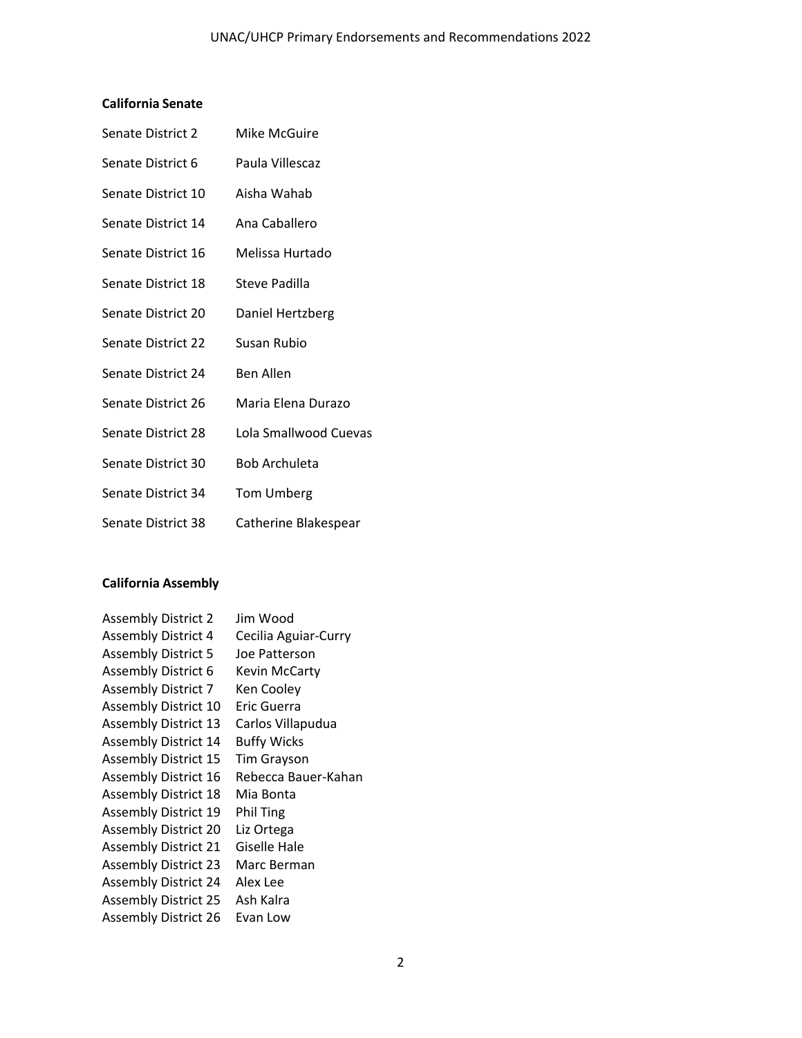**California Senate**

| | |
|---|---|
| Senate District 2 | Mike McGuire |
| Senate District 6 | Paula Villescaz |
| Senate District 10 | Aisha Wahab |
| Senate District 14 | Ana Caballero |
| Senate District 16 | Melissa Hurtado |
| Senate District 18 | Steve Padilla |
| Senate District 20 | Daniel Hertzberg |
| Senate District 22 | Susan Rubio |
| Senate District 24 | Ben Allen |
| Senate District 26 | Maria Elena Durazo |
| Senate District 28 | Lola Smallwood Cuevas |
| Senate District 30 | Bob Archuleta |
| Senate District 34 | Tom Umberg |
| Senate District 38 | Catherine Blakespear |

**California Assembly**

| | |
|---|---|
| Assembly District 2 | Jim Wood |
| Assembly District 4 | Cecilia Aguiar-Curry |
| Assembly District 5 | Joe Patterson |
| Assembly District 6 | Kevin McCarty |
| Assembly District 7 | Ken Cooley |
| Assembly District 10 | Eric Guerra |
| Assembly District 13 | Carlos Villapudua |
| Assembly District 14 | Buffy Wicks |
| Assembly District 15 | Tim Grayson |
| Assembly District 16 | Rebecca Bauer-Kahan |
| Assembly District 18 | Mia Bonta |
| Assembly District 19 | Phil Ting |
| Assembly District 20 | Liz Ortega |
| Assembly District 21 | Giselle Hale |
| Assembly District 23 | Marc Berman |
| Assembly District 24 | Alex Lee |
| Assembly District 25 | Ash Kalra |
| Assembly District 26 | Evan Low |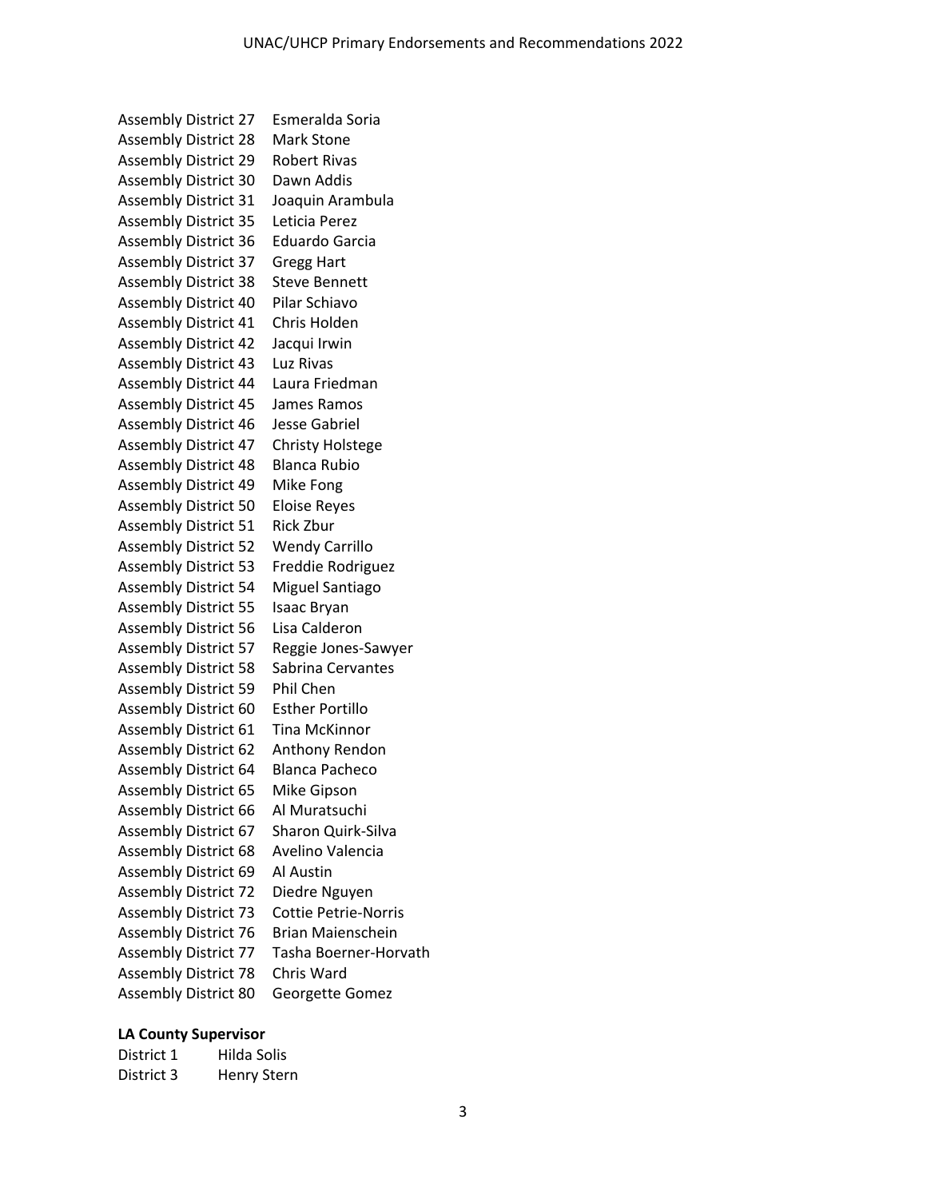| | |
|---|---|
| Assembly District 27 | Esmeralda Soria |
| Assembly District 28 | Mark Stone |
| Assembly District 29 | Robert Rivas |
| Assembly District 30 | Dawn Addis |
| Assembly District 31 | Joaquin Arambula |
| Assembly District 35 | Leticia Perez |
| Assembly District 36 | Eduardo Garcia |
| Assembly District 37 | Gregg Hart |
| Assembly District 38 | Steve Bennett |
| Assembly District 40 | Pilar Schiavo |
| Assembly District 41 | Chris Holden |
| Assembly District 42 | Jacqui Irwin |
| Assembly District 43 | Luz Rivas |
| Assembly District 44 | Laura Friedman |
| Assembly District 45 | James Ramos |
| Assembly District 46 | Jesse Gabriel |
| Assembly District 47 | Christy Holstege |
| Assembly District 48 | Blanca Rubio |
| Assembly District 49 | Mike Fong |
| Assembly District 50 | Eloise Reyes |
| Assembly District 51 | Rick Zbur |
| Assembly District 52 | Wendy Carrillo |
| Assembly District 53 | Freddie Rodriguez |
| Assembly District 54 | Miguel Santiago |
| Assembly District 55 | Isaac Bryan |
| Assembly District 56 | Lisa Calderon |
| Assembly District 57 | Reggie Jones-Sawyer |
| Assembly District 58 | Sabrina Cervantes |
| Assembly District 59 | Phil Chen |
| Assembly District 60 | Esther Portillo |
| Assembly District 61 | Tina McKinnor |
| Assembly District 62 | Anthony Rendon |
| Assembly District 64 | Blanca Pacheco |
| Assembly District 65 | Mike Gipson |
| Assembly District 66 | Al Muratsuchi |
| Assembly District 67 | Sharon Quirk-Silva |
| Assembly District 68 | Avelino Valencia |
| Assembly District 69 | Al Austin |
| Assembly District 72 | Diedre Nguyen |
| Assembly District 73 | Cottie Petrie-Norris |
| Assembly District 76 | Brian Maienschein |
| Assembly District 77 | Tasha Boerner-Horvath |
| Assembly District 78 | Chris Ward |
| Assembly District 80 | Georgette Gomez |

**LA County Supervisor**

| | |
|---|---|
| District 1 | Hilda Solis |
| District 3 | Henry Stern |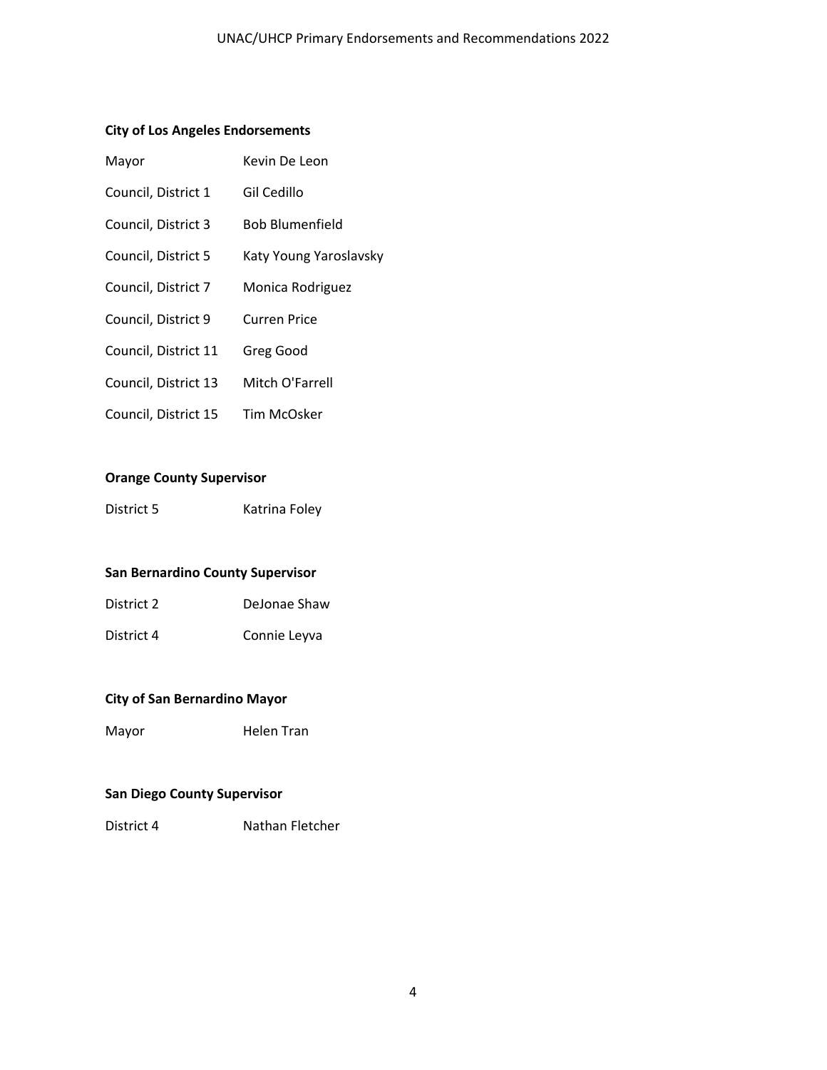**City of Los Angeles Endorsements**

| | |
|---|---|
| Mayor | Kevin De Leon |
| Council, District 1 | Gil Cedillo |
| Council, District 3 | Bob Blumenfield |
| Council, District 5 | Katy Young Yaroslavsky |
| Council, District 7 | Monica Rodriguez |
| Council, District 9 | Curren Price |
| Council, District 11 | Greg Good |
| Council, District 13 | Mitch O'Farrell |
| Council, District 15 | Tim McOsker |

**Orange County Supervisor**

| | |
|---|---|
| District 5 | Katrina Foley |

**San Bernardino County Supervisor**

| | |
|---|---|
| District 2 | DeJonae Shaw |
| District 4 | Connie Leyva |

**City of San Bernardino Mayor**

| | |
|---|---|
| Mayor | Helen Tran |

**San Diego County Supervisor**

| | |
|---|---|
| District 4 | Nathan Fletcher |